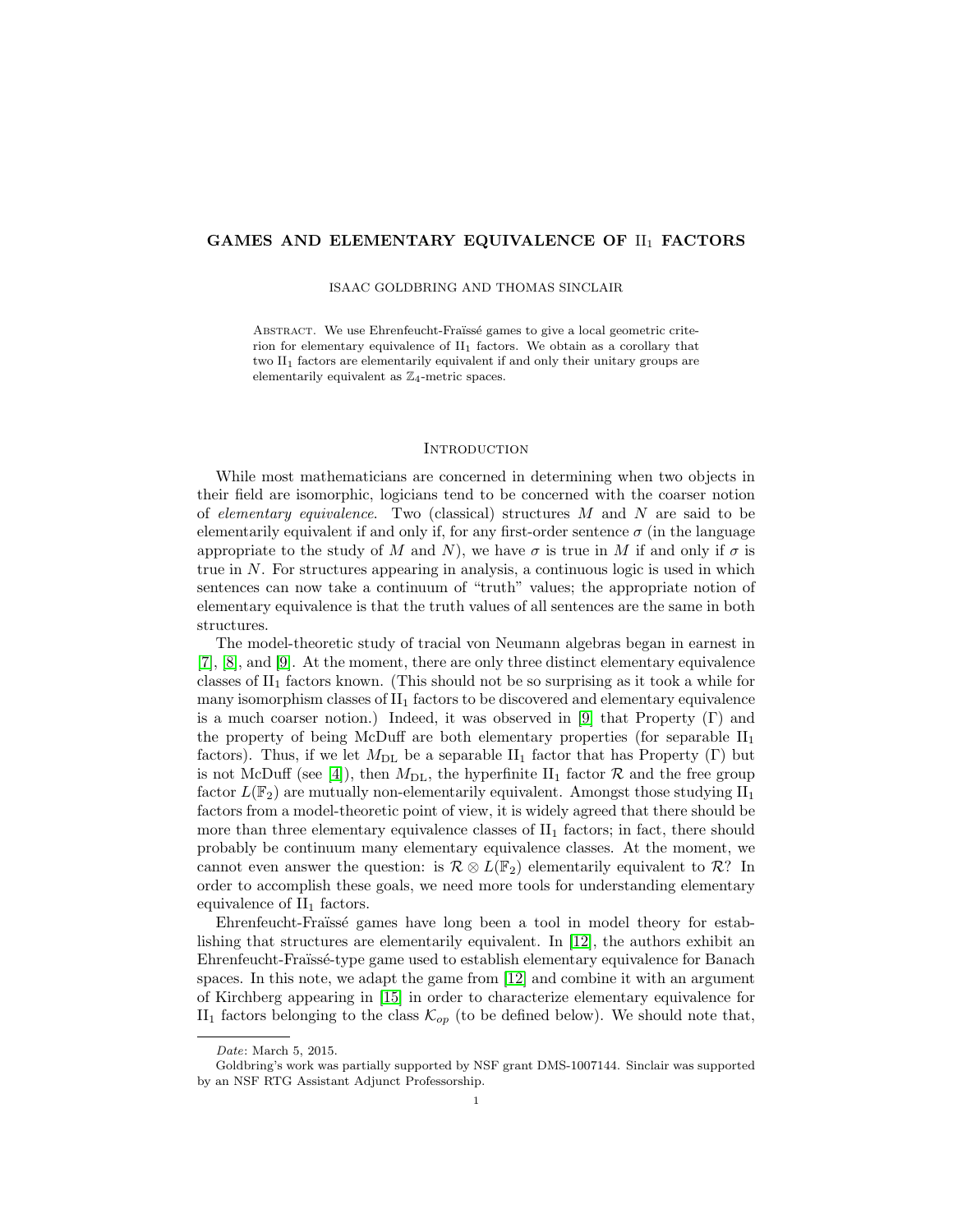# GAMES AND ELEMENTARY EQUIVALENCE OF $\mathrm{II}_1$ FACTORS

ISAAC GOLDBRING AND THOMAS SINCLAIR

Abstract. We use Ehrenfeucht-Fraïssé games to give a local geometric criterion for elementary equivalence of $\mathrm{II}_1$ factors. We obtain as a corollary that two $\mathrm{II}_1$ factors are elementarily equivalent if and only their unitary groups are elementarily equivalent as $\mathbb{Z}_4$-metric spaces.

## Introduction

While most mathematicians are concerned in determining when two objects in their field are isomorphic, logicians tend to be concerned with the coarser notion of *elementary equivalence*. Two (classical) structures $M$ and $N$ are said to be elementarily equivalent if and only if, for any first-order sentence $\sigma$ (in the language appropriate to the study of $M$ and $N$), we have $\sigma$ is true in $M$ if and only if $\sigma$ is true in $N$. For structures appearing in analysis, a continuous logic is used in which sentences can now take a continuum of "truth" values; the appropriate notion of elementary equivalence is that the truth values of all sentences are the same in both structures.

The model-theoretic study of tracial von Neumann algebras began in earnest in [7], [8], and [9]. At the moment, there are only three distinct elementary equivalence classes of $\mathrm{II}_1$ factors known. (This should not be so surprising as it took a while for many isomorphism classes of $\mathrm{II}_1$ factors to be discovered and elementary equivalence is a much coarser notion.) Indeed, it was observed in [9] that Property ($\Gamma$) and the property of being McDuff are both elementary properties (for separable $\mathrm{II}_1$ factors). Thus, if we let $M_{\mathrm{DL}}$ be a separable $\mathrm{II}_1$ factor that has Property ($\Gamma$) but is not McDuff (see [4]), then $M_{\mathrm{DL}}$, the hyperfinite $\mathrm{II}_1$ factor $\mathcal{R}$ and the free group factor $L(\mathbb{F}_2)$ are mutually non-elementarily equivalent. Amongst those studying $\mathrm{II}_1$ factors from a model-theoretic point of view, it is widely agreed that there should be more than three elementary equivalence classes of $\mathrm{II}_1$ factors; in fact, there should probably be continuum many elementary equivalence classes. At the moment, we cannot even answer the question: is $\mathcal{R} \otimes L(\mathbb{F}_2)$ elementarily equivalent to $\mathcal{R}$? In order to accomplish these goals, we need more tools for understanding elementary equivalence of $\mathrm{II}_1$ factors.

Ehrenfeucht-Fraïssé games have long been a tool in model theory for establishing that structures are elementarily equivalent. In [12], the authors exhibit an Ehrenfeucht-Fraïssé-type game used to establish elementary equivalence for Banach spaces. In this note, we adapt the game from [12] and combine it with an argument of Kirchberg appearing in [15] in order to characterize elementary equivalence for $\mathrm{II}_1$ factors belonging to the class $\mathcal{K}_{op}$ (to be defined below). We should note that,

*Date*: March 5, 2015.

Goldbring's work was partially supported by NSF grant DMS-1007144. Sinclair was supported by an NSF RTG Assistant Adjunct Professorship.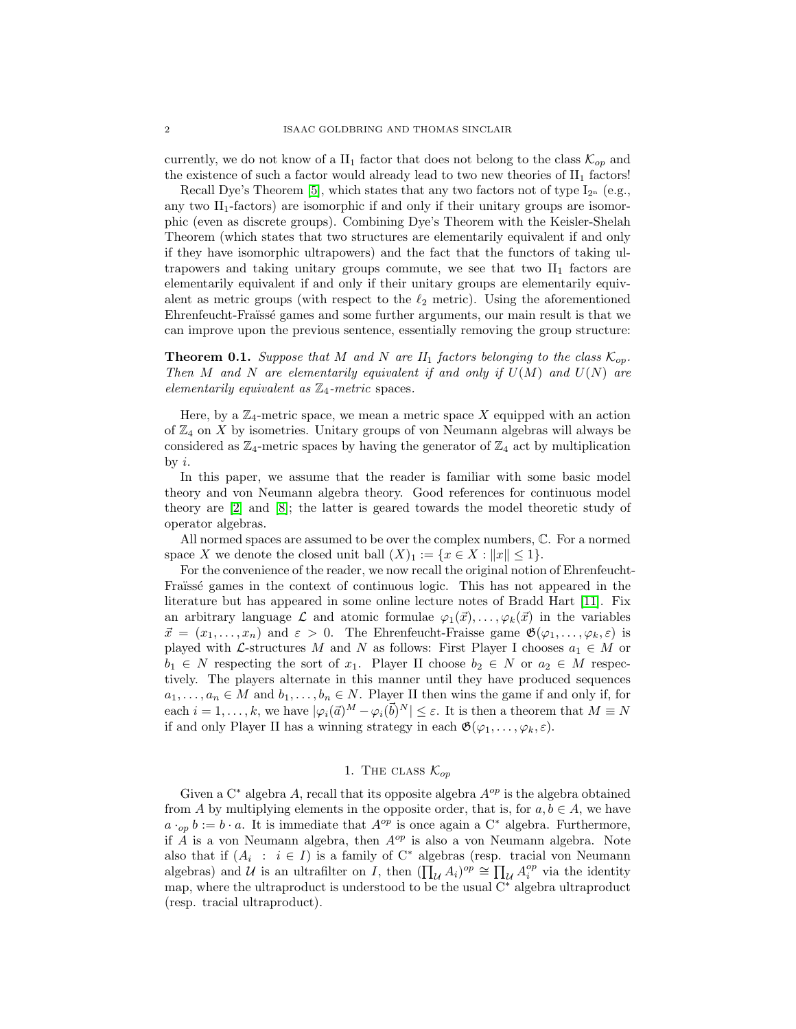currently, we do not know of a $\mathrm{II}_1$ factor that does not belong to the class $\mathcal{K}_{op}$ and the existence of such a factor would already lead to two new theories of $\mathrm{II}_1$ factors!

Recall Dye's Theorem [5], which states that any two factors not of type $\mathrm{I}_{2^n}$ (e.g., any two $\mathrm{II}_1$-factors) are isomorphic if and only if their unitary groups are isomorphic (even as discrete groups). Combining Dye's Theorem with the Keisler-Shelah Theorem (which states that two structures are elementarily equivalent if and only if they have isomorphic ultrapowers) and the fact that the functors of taking ultrapowers and taking unitary groups commute, we see that two $\mathrm{II}_1$ factors are elementarily equivalent if and only if their unitary groups are elementarily equivalent as metric groups (with respect to the $\ell_2$ metric). Using the aforementioned Ehrenfeucht-Fraïssé games and some further arguments, our main result is that we can improve upon the previous sentence, essentially removing the group structure:

**Theorem 0.1.** *Suppose that $M$ and $N$ are $II_1$ factors belonging to the class $\mathcal{K}_{op}$. Then $M$ and $N$ are elementarily equivalent if and only if $U(M)$ and $U(N)$ are elementarily equivalent as $\mathbb{Z}_4$-metric spaces.*

Here, by a $\mathbb{Z}_4$-metric space, we mean a metric space $X$ equipped with an action of $\mathbb{Z}_4$ on $X$ by isometries. Unitary groups of von Neumann algebras will always be considered as $\mathbb{Z}_4$-metric spaces by having the generator of $\mathbb{Z}_4$ act by multiplication by $i$.

In this paper, we assume that the reader is familiar with some basic model theory and von Neumann algebra theory. Good references for continuous model theory are [2] and [8]; the latter is geared towards the model theoretic study of operator algebras.

All normed spaces are assumed to be over the complex numbers, $\mathbb{C}$. For a normed space $X$ we denote the closed unit ball $(X)_1 := \{x \in X : \|x\| \leq 1\}$.

For the convenience of the reader, we now recall the original notion of Ehrenfeucht-Fraïssé games in the context of continuous logic. This has not appeared in the literature but has appeared in some online lecture notes of Bradd Hart [11]. Fix an arbitrary language $\mathcal{L}$ and atomic formulae $\varphi_1(\vec{x}), \ldots, \varphi_k(\vec{x})$ in the variables $\vec{x} = (x_1, \ldots, x_n)$ and $\varepsilon > 0$. The Ehrenfeucht-Fraisse game $\mathfrak{G}(\varphi_1, \ldots, \varphi_k, \varepsilon)$ is played with $\mathcal{L}$-structures $M$ and $N$ as follows: First Player I chooses $a_1 \in M$ or $b_1 \in N$ respecting the sort of $x_1$. Player II choose $b_2 \in N$ or $a_2 \in M$ respectively. The players alternate in this manner until they have produced sequences $a_1, \ldots, a_n \in M$ and $b_1, \ldots, b_n \in N$. Player II then wins the game if and only if, for each $i = 1, \ldots, k$, we have $|\varphi_i(\vec{a})^M - \varphi_i(\vec{b})^N| \leq \varepsilon$. It is then a theorem that $M \equiv N$ if and only Player II has a winning strategy in each $\mathfrak{G}(\varphi_1, \ldots, \varphi_k, \varepsilon)$.

## 1. The class $\mathcal{K}_{op}$

Given a C$^*$ algebra $A$, recall that its opposite algebra $A^{op}$ is the algebra obtained from $A$ by multiplying elements in the opposite order, that is, for $a, b \in A$, we have $a \cdot_{op} b := b \cdot a$. It is immediate that $A^{op}$ is once again a C$^*$ algebra. Furthermore, if $A$ is a von Neumann algebra, then $A^{op}$ is also a von Neumann algebra. Note also that if $(A_i \ : \ i \in I)$ is a family of C$^*$ algebras (resp. tracial von Neumann algebras) and $\mathcal{U}$ is an ultrafilter on $I$, then $(\prod_{\mathcal{U}} A_i)^{op} \cong \prod_{\mathcal{U}} A_i^{op}$ via the identity map, where the ultraproduct is understood to be the usual C$^*$ algebra ultraproduct (resp. tracial ultraproduct).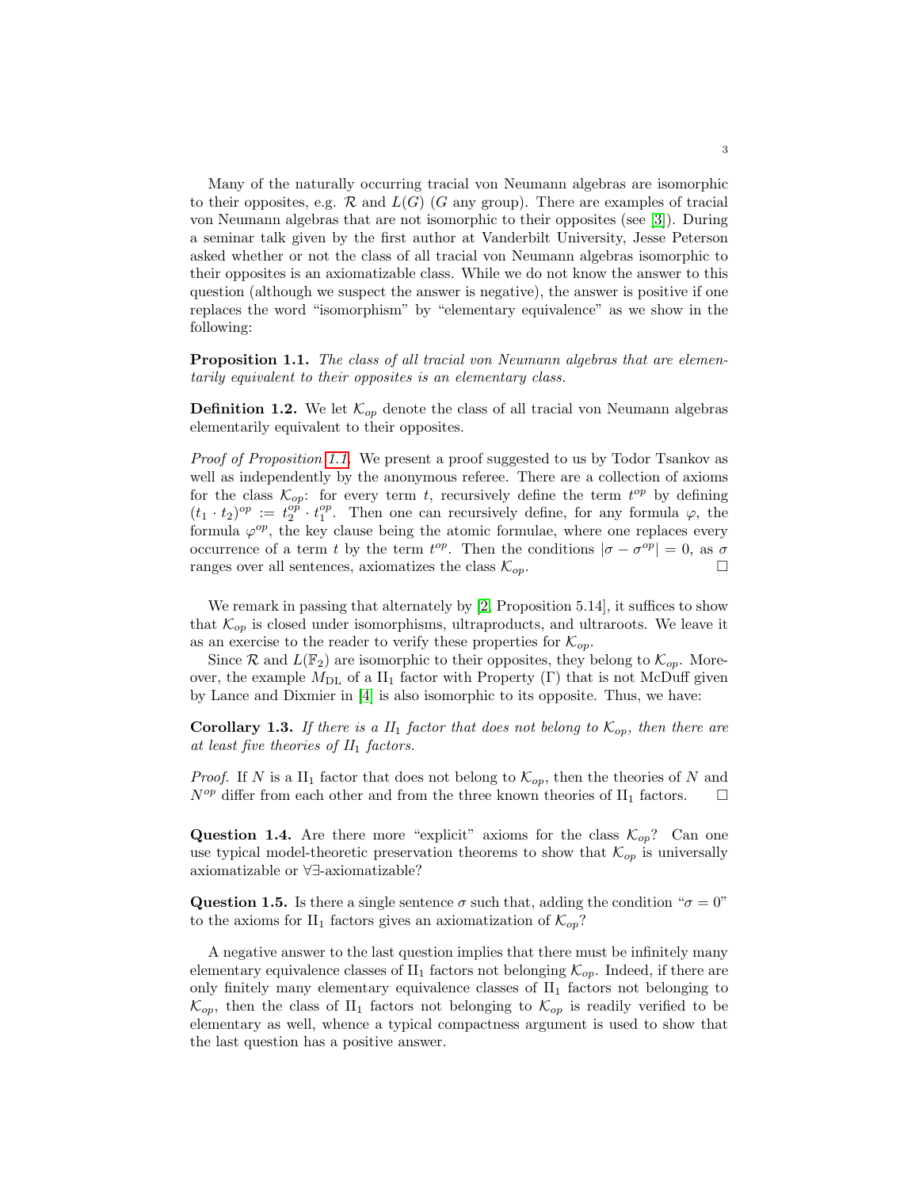Many of the naturally occurring tracial von Neumann algebras are isomorphic to their opposites, e.g. $\mathcal{R}$ and $L(G)$ ($G$ any group). There are examples of tracial von Neumann algebras that are not isomorphic to their opposites (see [3]). During a seminar talk given by the first author at Vanderbilt University, Jesse Peterson asked whether or not the class of all tracial von Neumann algebras isomorphic to their opposites is an axiomatizable class. While we do not know the answer to this question (although we suspect the answer is negative), the answer is positive if one replaces the word "isomorphism" by "elementary equivalence" as we show in the following:

**Proposition 1.1.** *The class of all tracial von Neumann algebras that are elementarily equivalent to their opposites is an elementary class.*

**Definition 1.2.** We let $\mathcal{K}_{op}$ denote the class of all tracial von Neumann algebras elementarily equivalent to their opposites.

*Proof of Proposition 1.1.* We present a proof suggested to us by Todor Tsankov as well as independently by the anonymous referee. There are a collection of axioms for the class $\mathcal{K}_{op}$: for every term $t$, recursively define the term $t^{op}$ by defining $(t_1 \cdot t_2)^{op} := t_2^{op} \cdot t_1^{op}$. Then one can recursively define, for any formula $\varphi$, the formula $\varphi^{op}$, the key clause being the atomic formulae, where one replaces every occurrence of a term $t$ by the term $t^{op}$. Then the conditions $|\sigma - \sigma^{op}| = 0$, as $\sigma$ ranges over all sentences, axiomatizes the class $\mathcal{K}_{op}$. $\square$

We remark in passing that alternately by [2, Proposition 5.14], it suffices to show that $\mathcal{K}_{op}$ is closed under isomorphisms, ultraproducts, and ultraroots. We leave it as an exercise to the reader to verify these properties for $\mathcal{K}_{op}$.

Since $\mathcal{R}$ and $L(\mathbb{F}_2)$ are isomorphic to their opposites, they belong to $\mathcal{K}_{op}$. Moreover, the example $M_{\mathrm{DL}}$ of a $\mathrm{II}_1$ factor with Property ($\Gamma$) that is not McDuff given by Lance and Dixmier in [4] is also isomorphic to its opposite. Thus, we have:

**Corollary 1.3.** *If there is a $II_1$ factor that does not belong to $\mathcal{K}_{op}$, then there are at least five theories of $II_1$ factors.*

*Proof.* If $N$ is a $\mathrm{II}_1$ factor that does not belong to $\mathcal{K}_{op}$, then the theories of $N$ and $N^{op}$ differ from each other and from the three known theories of $\mathrm{II}_1$ factors. $\square$

**Question 1.4.** Are there more "explicit" axioms for the class $\mathcal{K}_{op}$? Can one use typical model-theoretic preservation theorems to show that $\mathcal{K}_{op}$ is universally axiomatizable or $\forall\exists$-axiomatizable?

**Question 1.5.** Is there a single sentence $\sigma$ such that, adding the condition "$\sigma = 0$" to the axioms for $\mathrm{II}_1$ factors gives an axiomatization of $\mathcal{K}_{op}$?

A negative answer to the last question implies that there must be infinitely many elementary equivalence classes of $\mathrm{II}_1$ factors not belonging $\mathcal{K}_{op}$. Indeed, if there are only finitely many elementary equivalence classes of $\mathrm{II}_1$ factors not belonging to $\mathcal{K}_{op}$, then the class of $\mathrm{II}_1$ factors not belonging to $\mathcal{K}_{op}$ is readily verified to be elementary as well, whence a typical compactness argument is used to show that the last question has a positive answer.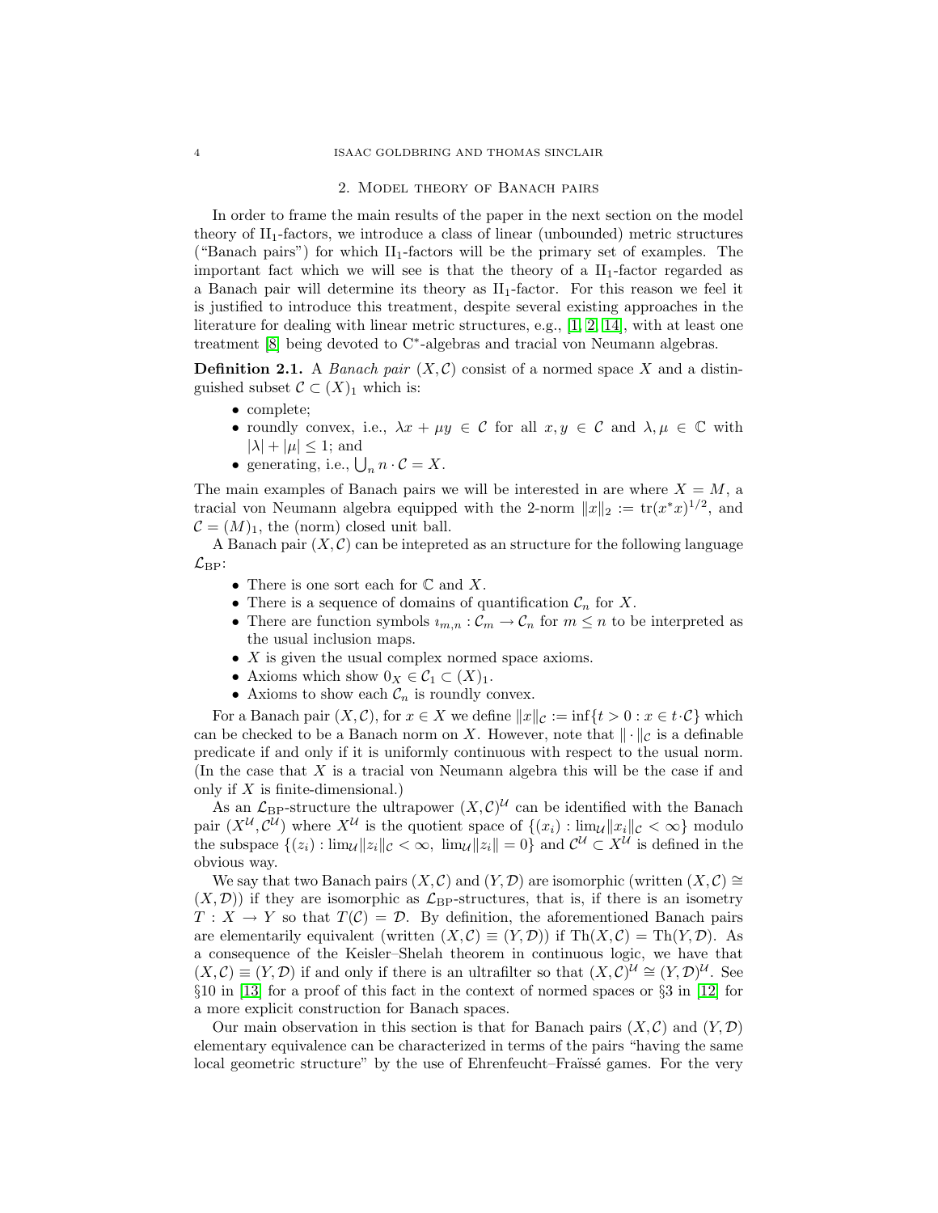## 2. Model theory of Banach pairs

In order to frame the main results of the paper in the next section on the model theory of $\mathrm{II}_1$-factors, we introduce a class of linear (unbounded) metric structures ("Banach pairs") for which $\mathrm{II}_1$-factors will be the primary set of examples. The important fact which we will see is that the theory of a $\mathrm{II}_1$-factor regarded as a Banach pair will determine its theory as $\mathrm{II}_1$-factor. For this reason we feel it is justified to introduce this treatment, despite several existing approaches in the literature for dealing with linear metric structures, e.g., [1, 2, 14], with at least one treatment [8] being devoted to C*-algebras and tracial von Neumann algebras.

**Definition 2.1.** A *Banach pair* $(X, \mathcal{C})$ consist of a normed space $X$ and a distinguished subset $\mathcal{C} \subset (X)_1$ which is:

- complete;
- roundly convex, i.e., $\lambda x + \mu y \in \mathcal{C}$ for all $x, y \in \mathcal{C}$ and $\lambda, \mu \in \mathbb{C}$ with $|\lambda| + |\mu| \leq 1$; and
- generating, i.e., $\bigcup_n n \cdot \mathcal{C} = X$.

The main examples of Banach pairs we will be interested in are where $X = M$, a tracial von Neumann algebra equipped with the 2-norm $\|x\|_2 := \mathrm{tr}(x^*x)^{1/2}$, and $\mathcal{C} = (M)_1$, the (norm) closed unit ball.

A Banach pair $(X, \mathcal{C})$ can be intepreted as an structure for the following language $\mathcal{L}_{\mathrm{BP}}$:

- There is one sort each for $\mathbb{C}$ and $X$.
- There is a sequence of domains of quantification $\mathcal{C}_n$ for $X$.
- There are function symbols $\imath_{m,n} : \mathcal{C}_m \to \mathcal{C}_n$ for $m \leq n$ to be interpreted as the usual inclusion maps.
- $X$ is given the usual complex normed space axioms.
- Axioms which show $0_X \in \mathcal{C}_1 \subset (X)_1$.
- Axioms to show each $\mathcal{C}_n$ is roundly convex.

For a Banach pair $(X, \mathcal{C})$, for $x \in X$ we define $\|x\|_{\mathcal{C}} := \inf\{t > 0 : x \in t \cdot \mathcal{C}\}$ which can be checked to be a Banach norm on $X$. However, note that $\|\cdot\|_{\mathcal{C}}$ is a definable predicate if and only if it is uniformly continuous with respect to the usual norm. (In the case that $X$ is a tracial von Neumann algebra this will be the case if and only if $X$ is finite-dimensional.)

As an $\mathcal{L}_{\mathrm{BP}}$-structure the ultrapower $(X, \mathcal{C})^{\mathcal{U}}$ can be identified with the Banach pair $(X^{\mathcal{U}}, \mathcal{C}^{\mathcal{U}})$ where $X^{\mathcal{U}}$ is the quotient space of $\{(x_i) : \lim_{\mathcal{U}} \|x_i\|_{\mathcal{C}} < \infty\}$ modulo the subspace $\{(z_i) : \lim_{\mathcal{U}} \|z_i\|_{\mathcal{C}} < \infty,\ \lim_{\mathcal{U}} \|z_i\| = 0\}$ and $\mathcal{C}^{\mathcal{U}} \subset X^{\mathcal{U}}$ is defined in the obvious way.

We say that two Banach pairs $(X, \mathcal{C})$ and $(Y, \mathcal{D})$ are isomorphic (written $(X, \mathcal{C}) \cong (X, \mathcal{D})$) if they are isomorphic as $\mathcal{L}_{\mathrm{BP}}$-structures, that is, if there is an isometry $T : X \to Y$ so that $T(\mathcal{C}) = \mathcal{D}$. By definition, the aforementioned Banach pairs are elementarily equivalent (written $(X, \mathcal{C}) \equiv (Y, \mathcal{D})$) if $\mathrm{Th}(X, \mathcal{C}) = \mathrm{Th}(Y, \mathcal{D})$. As a consequence of the Keisler–Shelah theorem in continuous logic, we have that $(X, \mathcal{C}) \equiv (Y, \mathcal{D})$ if and only if there is an ultrafilter so that $(X, \mathcal{C})^{\mathcal{U}} \cong (Y, \mathcal{D})^{\mathcal{U}}$. See §10 in [13] for a proof of this fact in the context of normed spaces or §3 in [12] for a more explicit construction for Banach spaces.

Our main observation in this section is that for Banach pairs $(X, \mathcal{C})$ and $(Y, \mathcal{D})$ elementary equivalence can be characterized in terms of the pairs "having the same local geometric structure" by the use of Ehrenfeucht–Fraïssé games. For the very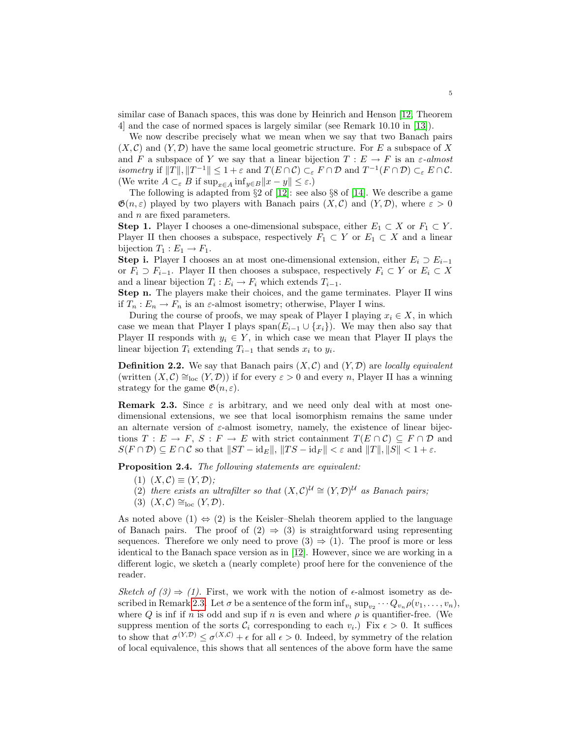similar case of Banach spaces, this was done by Heinrich and Henson [12, Theorem 4] and the case of normed spaces is largely similar (see Remark 10.10 in [13]).

We now describe precisely what we mean when we say that two Banach pairs $(X, \mathcal{C})$ and $(Y, \mathcal{D})$ have the same local geometric structure. For $E$ a subspace of $X$ and $F$ a subspace of $Y$ we say that a linear bijection $T : E \to F$ is an *$\varepsilon$-almost isometry* if $\|T\|, \|T^{-1}\| \leq 1 + \varepsilon$ and $T(E \cap \mathcal{C}) \subset_\varepsilon F \cap \mathcal{D}$ and $T^{-1}(F \cap \mathcal{D}) \subset_\varepsilon E \cap \mathcal{C}$. (We write $A \subset_\varepsilon B$ if $\sup_{x \in A} \inf_{y \in B} \|x - y\| \leq \varepsilon$.)

The following is adapted from §2 of [12]: see also §8 of [14]. We describe a game $\mathfrak{G}(n, \varepsilon)$ played by two players with Banach pairs $(X, \mathcal{C})$ and $(Y, \mathcal{D})$, where $\varepsilon > 0$ and $n$ are fixed parameters.

**Step 1.** Player I chooses a one-dimensional subspace, either $E_1 \subset X$ or $F_1 \subset Y$. Player II then chooses a subspace, respectively $F_1 \subset Y$ or $E_1 \subset X$ and a linear bijection $T_1 : E_1 \to F_1$.

**Step i.** Player I chooses an at most one-dimensional extension, either $E_i \supset E_{i-1}$ or $F_i \supset F_{i-1}$. Player II then chooses a subspace, respectively $F_i \subset Y$ or $E_i \subset X$ and a linear bijection $T_i : E_i \to F_i$ which extends $T_{i-1}$.

**Step n.** The players make their choices, and the game terminates. Player II wins if $T_n : E_n \to F_n$ is an $\varepsilon$-almost isometry; otherwise, Player I wins.

During the course of proofs, we may speak of Player I playing $x_i \in X$, in which case we mean that Player I plays $\mathrm{span}(E_{i-1} \cup \{x_i\})$. We may then also say that Player II responds with $y_i \in Y$, in which case we mean that Player II plays the linear bijection $T_i$ extending $T_{i-1}$ that sends $x_i$ to $y_i$.

**Definition 2.2.** We say that Banach pairs $(X, \mathcal{C})$ and $(Y, \mathcal{D})$ are *locally equivalent* (written $(X, \mathcal{C}) \cong_{\mathrm{loc}} (Y, \mathcal{D})$) if for every $\varepsilon > 0$ and every $n$, Player II has a winning strategy for the game $\mathfrak{G}(n, \varepsilon)$.

**Remark 2.3.** Since $\varepsilon$ is arbitrary, and we need only deal with at most one-dimensional extensions, we see that local isomorphism remains the same under an alternate version of $\varepsilon$-almost isometry, namely, the existence of linear bijections $T : E \to F$, $S : F \to E$ with strict containment $T(E \cap \mathcal{C}) \subseteq F \cap \mathcal{D}$ and $S(F \cap \mathcal{D}) \subseteq E \cap \mathcal{C}$ so that $\|ST - \mathrm{id}_E\|, \|TS - \mathrm{id}_F\| < \varepsilon$ and $\|T\|, \|S\| < 1 + \varepsilon$.

**Proposition 2.4.** *The following statements are equivalent:*

1. $(X, \mathcal{C}) \equiv (Y, \mathcal{D})$;
2. *there exists an ultrafilter so that* $(X, \mathcal{C})^{\mathcal{U}} \cong (Y, \mathcal{D})^{\mathcal{U}}$ *as Banach pairs;*
3. $(X, \mathcal{C}) \cong_{\mathrm{loc}} (Y, \mathcal{D})$.

As noted above (1) $\Leftrightarrow$ (2) is the Keisler–Shelah theorem applied to the language of Banach pairs. The proof of (2) $\Rightarrow$ (3) is straightforward using representing sequences. Therefore we only need to prove (3) $\Rightarrow$ (1). The proof is more or less identical to the Banach space version as in [12]. However, since we are working in a different logic, we sketch a (nearly complete) proof here for the convenience of the reader.

*Sketch of (3) $\Rightarrow$ (1).* First, we work with the notion of $\epsilon$-almost isometry as described in Remark 2.3. Let $\sigma$ be a sentence of the form $\inf_{v_1} \sup_{v_2} \cdots Q_{v_n} \rho(v_1, \ldots, v_n)$, where $Q$ is inf if $n$ is odd and sup if $n$ is even and where $\rho$ is quantifier-free. (We suppress mention of the sorts $\mathcal{C}_i$ corresponding to each $v_i$.) Fix $\epsilon > 0$. It suffices to show that $\sigma^{(Y, \mathcal{D})} \leq \sigma^{(X, \mathcal{C})} + \epsilon$ for all $\epsilon > 0$. Indeed, by symmetry of the relation of local equivalence, this shows that all sentences of the above form have the same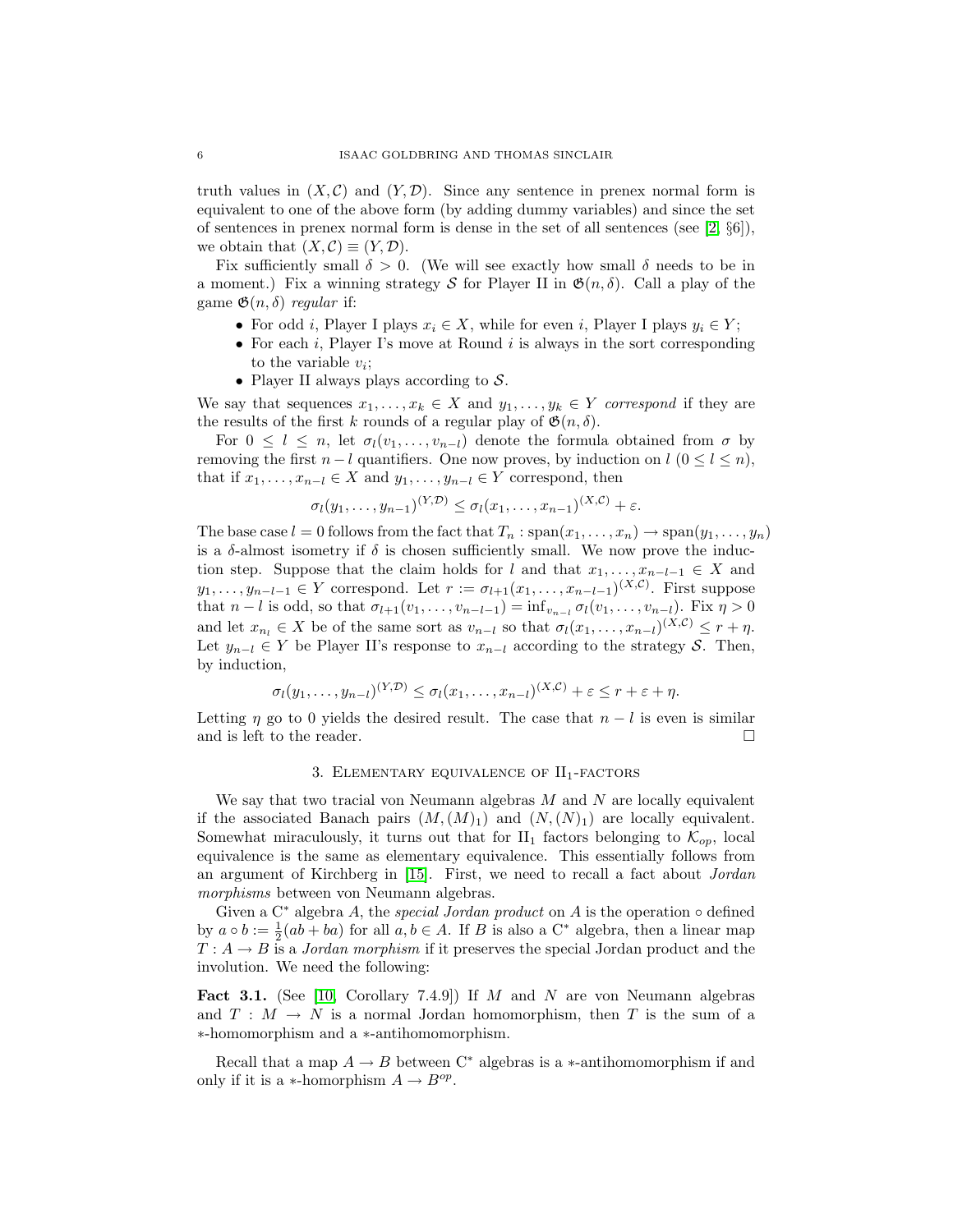truth values in $(X, \mathcal{C})$ and $(Y, \mathcal{D})$. Since any sentence in prenex normal form is equivalent to one of the above form (by adding dummy variables) and since the set of sentences in prenex normal form is dense in the set of all sentences (see [2, §6]), we obtain that $(X, \mathcal{C}) \equiv (Y, \mathcal{D})$.

Fix sufficiently small $\delta > 0$. (We will see exactly how small $\delta$ needs to be in a moment.) Fix a winning strategy $\mathcal{S}$ for Player II in $\mathfrak{G}(n, \delta)$. Call a play of the game $\mathfrak{G}(n, \delta)$ *regular* if:

- For odd $i$, Player I plays $x_i \in X$, while for even $i$, Player I plays $y_i \in Y$;
- For each $i$, Player I's move at Round $i$ is always in the sort corresponding to the variable $v_i$;
- Player II always plays according to $\mathcal{S}$.

We say that sequences $x_1, \ldots, x_k \in X$ and $y_1, \ldots, y_k \in Y$ *correspond* if they are the results of the first $k$ rounds of a regular play of $\mathfrak{G}(n, \delta)$.

For $0 \leq l \leq n$, let $\sigma_l(v_1, \ldots, v_{n-l})$ denote the formula obtained from $\sigma$ by removing the first $n-l$ quantifiers. One now proves, by induction on $l$ ($0 \leq l \leq n$), that if $x_1, \ldots, x_{n-l} \in X$ and $y_1, \ldots, y_{n-l} \in Y$ correspond, then

$$\sigma_l(y_1, \ldots, y_{n-1})^{(Y,\mathcal{D})} \leq \sigma_l(x_1, \ldots, x_{n-1})^{(X,\mathcal{C})} + \varepsilon.$$

The base case $l = 0$ follows from the fact that $T_n : \mathrm{span}(x_1, \ldots, x_n) \to \mathrm{span}(y_1, \ldots, y_n)$ is a $\delta$-almost isometry if $\delta$ is chosen sufficiently small. We now prove the induction step. Suppose that the claim holds for $l$ and that $x_1, \ldots, x_{n-l-1} \in X$ and $y_1, \ldots, y_{n-l-1} \in Y$ correspond. Let $r := \sigma_{l+1}(x_1, \ldots, x_{n-l-1})^{(X,\mathcal{C})}$. First suppose that $n-l$ is odd, so that $\sigma_{l+1}(v_1, \ldots, v_{n-l-1}) = \inf_{v_{n-l}} \sigma_l(v_1, \ldots, v_{n-l})$. Fix $\eta > 0$ and let $x_{n_l} \in X$ be of the same sort as $v_{n-l}$ so that $\sigma_l(x_1, \ldots, x_{n-l})^{(X,\mathcal{C})} \leq r + \eta$. Let $y_{n-l} \in Y$ be Player II's response to $x_{n-l}$ according to the strategy $\mathcal{S}$. Then, by induction,

$$\sigma_l(y_1, \ldots, y_{n-l})^{(Y,\mathcal{D})} \leq \sigma_l(x_1, \ldots, x_{n-l})^{(X,\mathcal{C})} + \varepsilon \leq r + \varepsilon + \eta.$$

Letting $\eta$ go to 0 yields the desired result. The case that $n-l$ is even is similar and is left to the reader. $\square$

## 3. Elementary equivalence of $\mathrm{II}_1$-factors

We say that two tracial von Neumann algebras $M$ and $N$ are locally equivalent if the associated Banach pairs $(M, (M)_1)$ and $(N, (N)_1)$ are locally equivalent. Somewhat miraculously, it turns out that for $\mathrm{II}_1$ factors belonging to $\mathcal{K}_{op}$, local equivalence is the same as elementary equivalence. This essentially follows from an argument of Kirchberg in [15]. First, we need to recall a fact about *Jordan morphisms* between von Neumann algebras.

Given a $\mathrm{C}^*$ algebra $A$, the *special Jordan product* on $A$ is the operation $\circ$ defined by $a \circ b := \frac{1}{2}(ab + ba)$ for all $a, b \in A$. If $B$ is also a $\mathrm{C}^*$ algebra, then a linear map $T : A \to B$ is a *Jordan morphism* if it preserves the special Jordan product and the involution. We need the following:

**Fact 3.1.** (See [10, Corollary 7.4.9]) If $M$ and $N$ are von Neumann algebras and $T : M \to N$ is a normal Jordan homomorphism, then $T$ is the sum of a $*$-homomorphism and a $*$-antihomomorphism.

Recall that a map $A \to B$ between $\mathrm{C}^*$ algebras is a $*$-antihomomorphism if and only if it is a $*$-homorphism $A \to B^{op}$.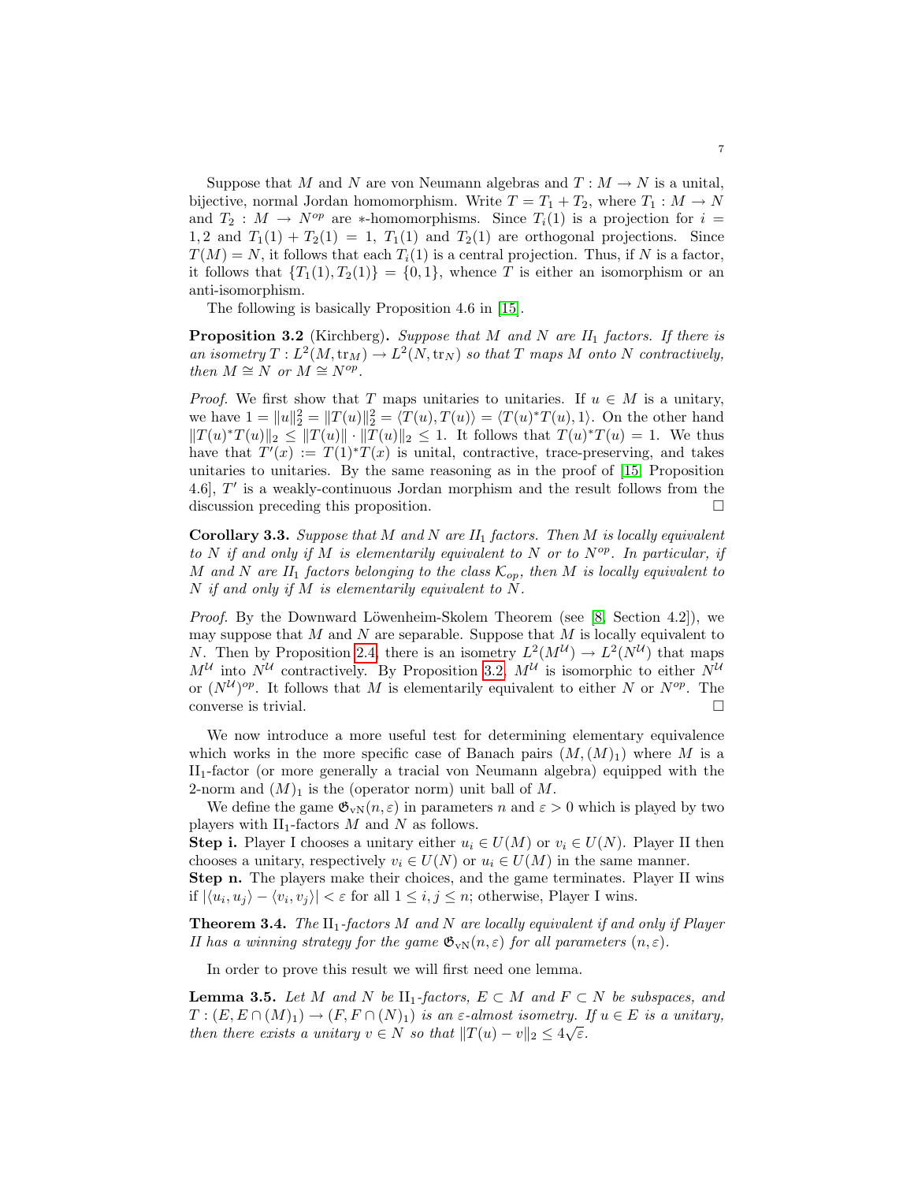Suppose that $M$ and $N$ are von Neumann algebras and $T : M \to N$ is a unital, bijective, normal Jordan homomorphism. Write $T = T_1 + T_2$, where $T_1 : M \to N$ and $T_2 : M \to N^{op}$ are $*$-homomorphisms. Since $T_i(1)$ is a projection for $i = 1, 2$ and $T_1(1) + T_2(1) = 1$, $T_1(1)$ and $T_2(1)$ are orthogonal projections. Since $T(M) = N$, it follows that each $T_i(1)$ is a central projection. Thus, if $N$ is a factor, it follows that $\{T_1(1), T_2(1)\} = \{0, 1\}$, whence $T$ is either an isomorphism or an anti-isomorphism.

The following is basically Proposition 4.6 in [15].

**Proposition 3.2** (Kirchberg)**.** *Suppose that $M$ and $N$ are $II_1$ factors. If there is an isometry $T : L^2(M, \mathrm{tr}_M) \to L^2(N, \mathrm{tr}_N)$ so that $T$ maps $M$ onto $N$ contractively, then $M \cong N$ or $M \cong N^{op}$.*

*Proof.* We first show that $T$ maps unitaries to unitaries. If $u \in M$ is a unitary, we have $1 = \|u\|_2^2 = \|T(u)\|_2^2 = \langle T(u), T(u)\rangle = \langle T(u)^*T(u), 1\rangle$. On the other hand $\|T(u)^*T(u)\|_2 \le \|T(u)\| \cdot \|T(u)\|_2 \le 1$. It follows that $T(u)^*T(u) = 1$. We thus have that $T'(x) := T(1)^*T(x)$ is unital, contractive, trace-preserving, and takes unitaries to unitaries. By the same reasoning as in the proof of [15, Proposition 4.6], $T'$ is a weakly-continuous Jordan morphism and the result follows from the discussion preceding this proposition. □

**Corollary 3.3.** *Suppose that $M$ and $N$ are $II_1$ factors. Then $M$ is locally equivalent to $N$ if and only if $M$ is elementarily equivalent to $N$ or to $N^{op}$. In particular, if $M$ and $N$ are $II_1$ factors belonging to the class $\mathcal{K}_{op}$, then $M$ is locally equivalent to $N$ if and only if $M$ is elementarily equivalent to $N$.*

*Proof.* By the Downward Löwenheim-Skolem Theorem (see [8, Section 4.2]), we may suppose that $M$ and $N$ are separable. Suppose that $M$ is locally equivalent to $N$. Then by Proposition 2.4, there is an isometry $L^2(M^{\mathcal{U}}) \to L^2(N^{\mathcal{U}})$ that maps $M^{\mathcal{U}}$ into $N^{\mathcal{U}}$ contractively. By Proposition 3.2, $M^{\mathcal{U}}$ is isomorphic to either $N^{\mathcal{U}}$ or $(N^{\mathcal{U}})^{op}$. It follows that $M$ is elementarily equivalent to either $N$ or $N^{op}$. The converse is trivial. □

We now introduce a more useful test for determining elementary equivalence which works in the more specific case of Banach pairs $(M, (M)_1)$ where $M$ is a $\mathrm{II}_1$-factor (or more generally a tracial von Neumann algebra) equipped with the 2-norm and $(M)_1$ is the (operator norm) unit ball of $M$.

We define the game $\mathfrak{G}_{\mathrm{vN}}(n, \varepsilon)$ in parameters $n$ and $\varepsilon > 0$ which is played by two players with $\mathrm{II}_1$-factors $M$ and $N$ as follows.

**Step i.** Player I chooses a unitary either $u_i \in U(M)$ or $v_i \in U(N)$. Player II then chooses a unitary, respectively $v_i \in U(N)$ or $u_i \in U(M)$ in the same manner.

**Step n.** The players make their choices, and the game terminates. Player II wins if $|\langle u_i, u_j\rangle - \langle v_i, v_j\rangle| < \varepsilon$ for all $1 \le i, j \le n$; otherwise, Player I wins.

**Theorem 3.4.** *The $\mathrm{II}_1$-factors $M$ and $N$ are locally equivalent if and only if Player II has a winning strategy for the game $\mathfrak{G}_{\mathrm{vN}}(n, \varepsilon)$ for all parameters $(n, \varepsilon)$.*

In order to prove this result we will first need one lemma.

**Lemma 3.5.** *Let $M$ and $N$ be $\mathrm{II}_1$-factors, $E \subset M$ and $F \subset N$ be subspaces, and $T : (E, E \cap (M)_1) \to (F, F \cap (N)_1)$ is an $\varepsilon$-almost isometry. If $u \in E$ is a unitary, then there exists a unitary $v \in N$ so that $\|T(u) - v\|_2 \le 4\sqrt{\varepsilon}$.*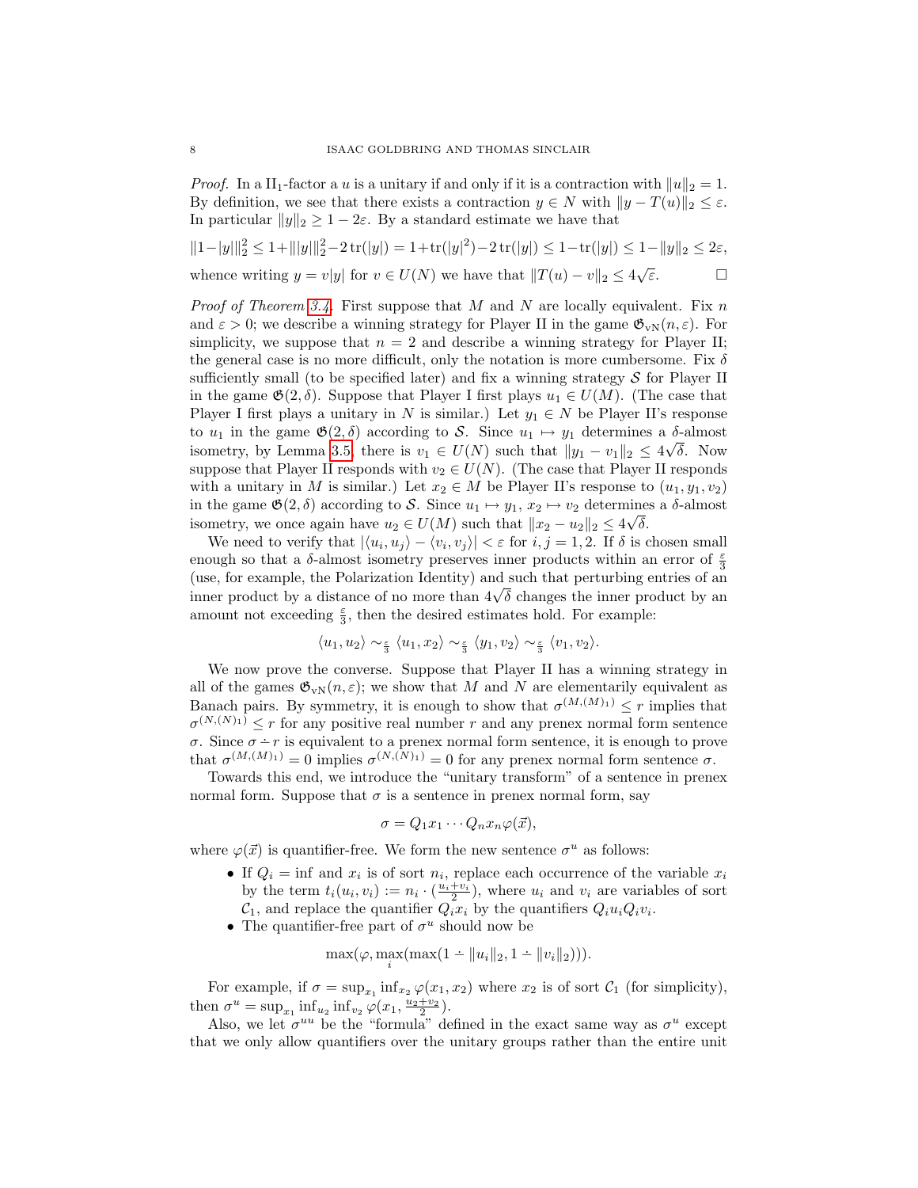*Proof.* In a $\mathrm{II}_1$-factor a $u$ is a unitary if and only if it is a contraction with $\|u\|_2 = 1$. By definition, we see that there exists a contraction $y \in N$ with $\|y - T(u)\|_2 \leq \varepsilon$. In particular $\|y\|_2 \geq 1 - 2\varepsilon$. By a standard estimate we have that

$$\|1-|y|\|_2^2 \leq 1+\||y|\|_2^2 - 2\operatorname{tr}(|y|) = 1+\operatorname{tr}(|y|^2) - 2\operatorname{tr}(|y|) \leq 1-\operatorname{tr}(|y|) \leq 1-\|y\|_2 \leq 2\varepsilon,$$

whence writing $y = v|y|$ for $v \in U(N)$ we have that $\|T(u) - v\|_2 \leq 4\sqrt{\varepsilon}$. $\square$

*Proof of Theorem 3.4.* First suppose that $M$ and $N$ are locally equivalent. Fix $n$ and $\varepsilon > 0$; we describe a winning strategy for Player II in the game $\mathfrak{G}_{\mathrm{vN}}(n, \varepsilon)$. For simplicity, we suppose that $n = 2$ and describe a winning strategy for Player II; the general case is no more difficult, only the notation is more cumbersome. Fix $\delta$ sufficiently small (to be specified later) and fix a winning strategy $\mathcal{S}$ for Player II in the game $\mathfrak{G}(2, \delta)$. Suppose that Player I first plays $u_1 \in U(M)$. (The case that Player I first plays a unitary in $N$ is similar.) Let $y_1 \in N$ be Player II's response to $u_1$ in the game $\mathfrak{G}(2, \delta)$ according to $\mathcal{S}$. Since $u_1 \mapsto y_1$ determines a $\delta$-almost isometry, by Lemma 3.5, there is $v_1 \in U(N)$ such that $\|y_1 - v_1\|_2 \leq 4\sqrt{\delta}$. Now suppose that Player II responds with $v_2 \in U(N)$. (The case that Player II responds with a unitary in $M$ is similar.) Let $x_2 \in M$ be Player II's response to $(u_1, y_1, v_2)$ in the game $\mathfrak{G}(2, \delta)$ according to $\mathcal{S}$. Since $u_1 \mapsto y_1$, $x_2 \mapsto v_2$ determines a $\delta$-almost isometry, we once again have $u_2 \in U(M)$ such that $\|x_2 - u_2\|_2 \leq 4\sqrt{\delta}$.

We need to verify that $|\langle u_i, u_j\rangle - \langle v_i, v_j\rangle| < \varepsilon$ for $i, j = 1, 2$. If $\delta$ is chosen small enough so that a $\delta$-almost isometry preserves inner products within an error of $\frac{\varepsilon}{3}$ (use, for example, the Polarization Identity) and such that perturbing entries of an inner product by a distance of no more than $4\sqrt{\delta}$ changes the inner product by an amount not exceeding $\frac{\varepsilon}{3}$, then the desired estimates hold. For example:

$$\langle u_1, u_2\rangle \sim_{\frac{\varepsilon}{3}} \langle u_1, x_2\rangle \sim_{\frac{\varepsilon}{3}} \langle y_1, v_2\rangle \sim_{\frac{\varepsilon}{3}} \langle v_1, v_2\rangle.$$

We now prove the converse. Suppose that Player II has a winning strategy in all of the games $\mathfrak{G}_{\mathrm{vN}}(n, \varepsilon)$; we show that $M$ and $N$ are elementarily equivalent as Banach pairs. By symmetry, it is enough to show that $\sigma^{(M,(M)_1)} \leq r$ implies that $\sigma^{(N,(N)_1)} \leq r$ for any positive real number $r$ and any prenex normal form sentence $\sigma$. Since $\sigma \dot{-} r$ is equivalent to a prenex normal form sentence, it is enough to prove that $\sigma^{(M,(M)_1)} = 0$ implies $\sigma^{(N,(N)_1)} = 0$ for any prenex normal form sentence $\sigma$.

Towards this end, we introduce the "unitary transform" of a sentence in prenex normal form. Suppose that $\sigma$ is a sentence in prenex normal form, say

$$\sigma = Q_1 x_1 \cdots Q_n x_n \varphi(\vec{x}),$$

where $\varphi(\vec{x})$ is quantifier-free. We form the new sentence $\sigma^u$ as follows:

- If $Q_i = \inf$ and $x_i$ is of sort $n_i$, replace each occurrence of the variable $x_i$ by the term $t_i(u_i, v_i) := n_i \cdot (\frac{u_i + v_i}{2})$, where $u_i$ and $v_i$ are variables of sort $\mathcal{C}_1$, and replace the quantifier $Q_i x_i$ by the quantifiers $Q_i u_i Q_i v_i$.
- The quantifier-free part of $\sigma^u$ should now be

$$\max(\varphi, \max_i(\max(1 \dot{-} \|u_i\|_2, 1 \dot{-} \|v_i\|_2))).$$

For example, if $\sigma = \sup_{x_1} \inf_{x_2} \varphi(x_1, x_2)$ where $x_2$ is of sort $\mathcal{C}_1$ (for simplicity), then $\sigma^u = \sup_{x_1} \inf_{u_2} \inf_{v_2} \varphi(x_1, \frac{u_2+v_2}{2})$.

Also, we let $\sigma^{uu}$ be the "formula" defined in the exact same way as $\sigma^u$ except that we only allow quantifiers over the unitary groups rather than the entire unit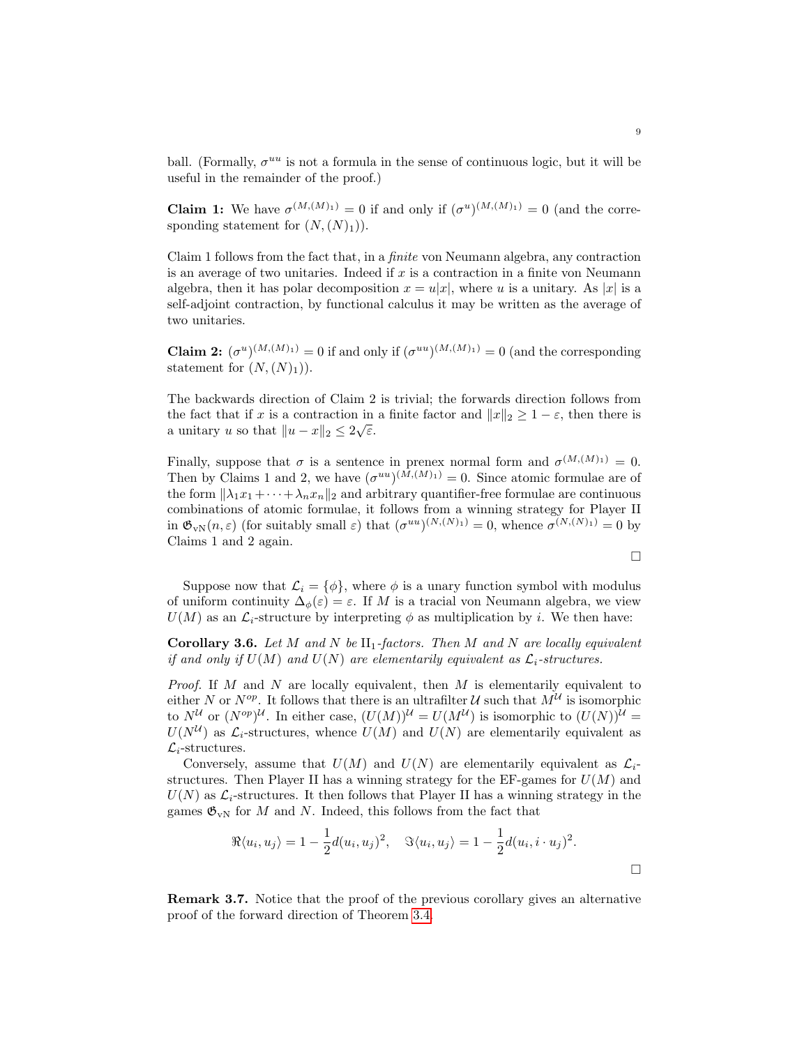ball. (Formally, $\sigma^{uu}$ is not a formula in the sense of continuous logic, but it will be useful in the remainder of the proof.)

**Claim 1:** We have $\sigma^{(M,(M)_1)} = 0$ if and only if $(\sigma^u)^{(M,(M)_1)} = 0$ (and the corresponding statement for $(N,(N)_1)$).

Claim 1 follows from the fact that, in a *finite* von Neumann algebra, any contraction is an average of two unitaries. Indeed if $x$ is a contraction in a finite von Neumann algebra, then it has polar decomposition $x = u|x|$, where $u$ is a unitary. As $|x|$ is a self-adjoint contraction, by functional calculus it may be written as the average of two unitaries.

**Claim 2:** $(\sigma^u)^{(M,(M)_1)} = 0$ if and only if $(\sigma^{uu})^{(M,(M)_1)} = 0$ (and the corresponding statement for $(N,(N)_1)$).

The backwards direction of Claim 2 is trivial; the forwards direction follows from the fact that if $x$ is a contraction in a finite factor and $\|x\|_2 \geq 1-\varepsilon$, then there is a unitary $u$ so that $\|u - x\|_2 \leq 2\sqrt{\varepsilon}$.

Finally, suppose that $\sigma$ is a sentence in prenex normal form and $\sigma^{(M,(M)_1)} = 0$. Then by Claims 1 and 2, we have $(\sigma^{uu})^{(M,(M)_1)} = 0$. Since atomic formulae are of the form $\|\lambda_1 x_1 + \cdots + \lambda_n x_n\|_2$ and arbitrary quantifier-free formulae are continuous combinations of atomic formulae, it follows from a winning strategy for Player II in $\mathfrak{G}_{\mathrm{vN}}(n,\varepsilon)$ (for suitably small $\varepsilon$) that $(\sigma^{uu})^{(N,(N)_1)} = 0$, whence $\sigma^{(N,(N)_1)} = 0$ by Claims 1 and 2 again.

$\square$

Suppose now that $\mathcal{L}_i = \{\phi\}$, where $\phi$ is a unary function symbol with modulus of uniform continuity $\Delta_\phi(\varepsilon) = \varepsilon$. If $M$ is a tracial von Neumann algebra, we view $U(M)$ as an $\mathcal{L}_i$-structure by interpreting $\phi$ as multiplication by $i$. We then have:

**Corollary 3.6.** *Let $M$ and $N$ be $\mathrm{II}_1$-factors. Then $M$ and $N$ are locally equivalent if and only if $U(M)$ and $U(N)$ are elementarily equivalent as $\mathcal{L}_i$-structures.*

*Proof.* If $M$ and $N$ are locally equivalent, then $M$ is elementarily equivalent to either $N$ or $N^{op}$. It follows that there is an ultrafilter $\mathcal{U}$ such that $M^{\mathcal{U}}$ is isomorphic to $N^{\mathcal{U}}$ or $(N^{op})^{\mathcal{U}}$. In either case, $(U(M))^{\mathcal{U}} = U(M^{\mathcal{U}})$ is isomorphic to $(U(N))^{\mathcal{U}} = U(N^{\mathcal{U}})$ as $\mathcal{L}_i$-structures, whence $U(M)$ and $U(N)$ are elementarily equivalent as $\mathcal{L}_i$-structures.

Conversely, assume that $U(M)$ and $U(N)$ are elementarily equivalent as $\mathcal{L}_i$-structures. Then Player II has a winning strategy for the EF-games for $U(M)$ and $U(N)$ as $\mathcal{L}_i$-structures. It then follows that Player II has a winning strategy in the games $\mathfrak{G}_{\mathrm{vN}}$ for $M$ and $N$. Indeed, this follows from the fact that

$$\Re\langle u_i, u_j\rangle = 1 - \frac{1}{2}d(u_i,u_j)^2, \quad \Im\langle u_i, u_j\rangle = 1 - \frac{1}{2}d(u_i, i\cdot u_j)^2.$$

$\square$

**Remark 3.7.** Notice that the proof of the previous corollary gives an alternative proof of the forward direction of Theorem 3.4.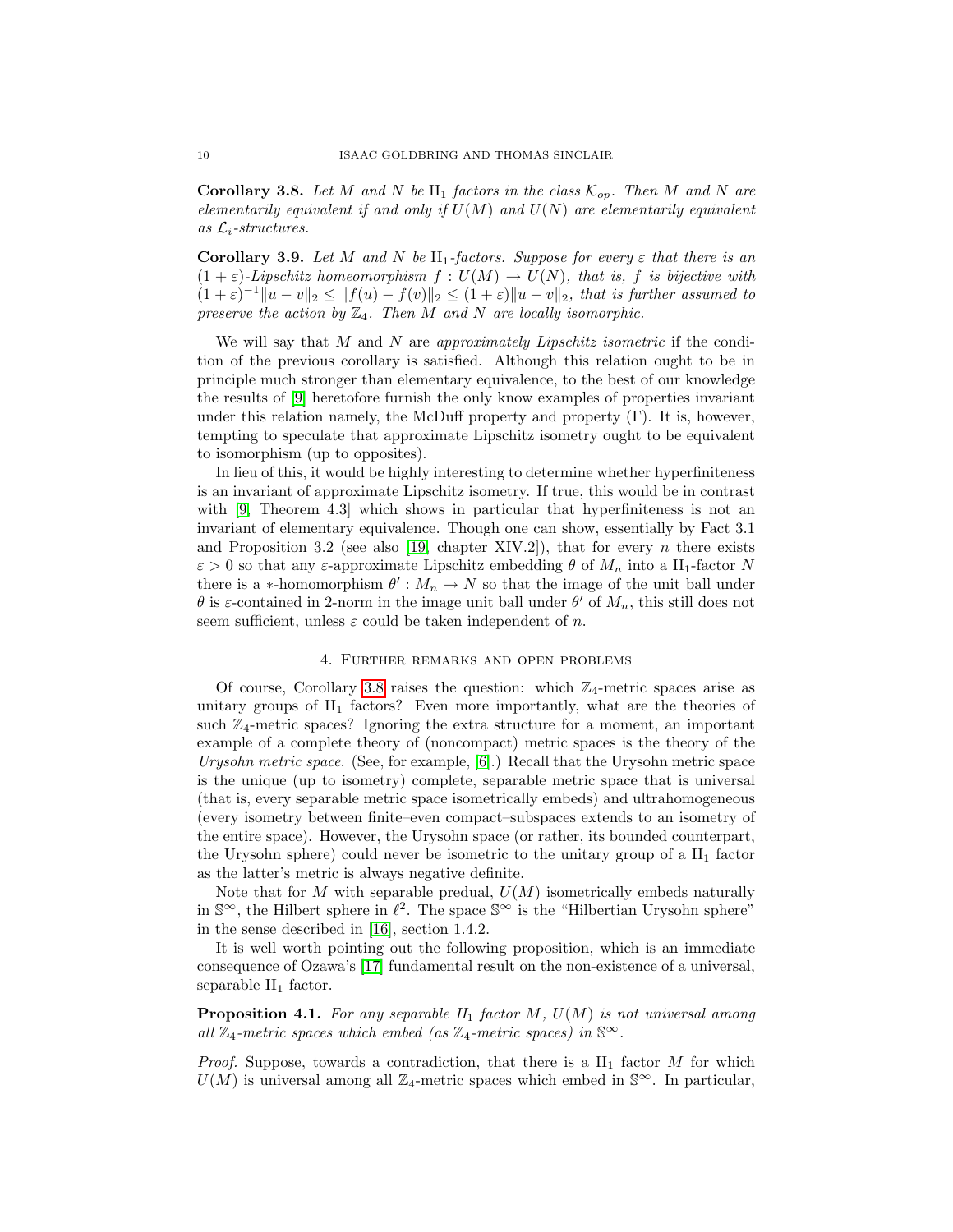**Corollary 3.8.** *Let $M$ and $N$ be $\mathrm{II}_1$ factors in the class $\mathcal{K}_{op}$. Then $M$ and $N$ are elementarily equivalent if and only if $U(M)$ and $U(N)$ are elementarily equivalent as $\mathcal{L}_i$-structures.*

**Corollary 3.9.** *Let $M$ and $N$ be $\mathrm{II}_1$-factors. Suppose for every $\varepsilon$ that there is an $(1+\varepsilon)$-Lipschitz homeomorphism $f : U(M) \to U(N)$, that is, $f$ is bijective with $(1+\varepsilon)^{-1}\|u - v\|_2 \leq \|f(u) - f(v)\|_2 \leq (1+\varepsilon)\|u - v\|_2$, that is further assumed to preserve the action by $\mathbb{Z}_4$. Then $M$ and $N$ are locally isomorphic.*

We will say that $M$ and $N$ are *approximately Lipschitz isometric* if the condition of the previous corollary is satisfied. Although this relation ought to be in principle much stronger than elementary equivalence, to the best of our knowledge the results of [9] heretofore furnish the only know examples of properties invariant under this relation namely, the McDuff property and property $(\Gamma)$. It is, however, tempting to speculate that approximate Lipschitz isometry ought to be equivalent to isomorphism (up to opposites).

In lieu of this, it would be highly interesting to determine whether hyperfiniteness is an invariant of approximate Lipschitz isometry. If true, this would be in contrast with [9, Theorem 4.3] which shows in particular that hyperfiniteness is not an invariant of elementary equivalence. Though one can show, essentially by Fact 3.1 and Proposition 3.2 (see also [19, chapter XIV.2]), that for every $n$ there exists $\varepsilon > 0$ so that any $\varepsilon$-approximate Lipschitz embedding $\theta$ of $M_n$ into a $\mathrm{II}_1$-factor $N$ there is a $*$-homomorphism $\theta' : M_n \to N$ so that the image of the unit ball under $\theta$ is $\varepsilon$-contained in 2-norm in the image unit ball under $\theta'$ of $M_n$, this still does not seem sufficient, unless $\varepsilon$ could be taken independent of $n$.

## 4. Further remarks and open problems

Of course, Corollary 3.8 raises the question: which $\mathbb{Z}_4$-metric spaces arise as unitary groups of $\mathrm{II}_1$ factors? Even more importantly, what are the theories of such $\mathbb{Z}_4$-metric spaces? Ignoring the extra structure for a moment, an important example of a complete theory of (noncompact) metric spaces is the theory of the *Urysohn metric space*. (See, for example, [6].) Recall that the Urysohn metric space is the unique (up to isometry) complete, separable metric space that is universal (that is, every separable metric space isometrically embeds) and ultrahomogeneous (every isometry between finite–even compact–subspaces extends to an isometry of the entire space). However, the Urysohn space (or rather, its bounded counterpart, the Urysohn sphere) could never be isometric to the unitary group of a $\mathrm{II}_1$ factor as the latter's metric is always negative definite.

Note that for $M$ with separable predual, $U(M)$ isometrically embeds naturally in $\mathbb{S}^\infty$, the Hilbert sphere in $\ell^2$. The space $\mathbb{S}^\infty$ is the "Hilbertian Urysohn sphere" in the sense described in [16], section 1.4.2.

It is well worth pointing out the following proposition, which is an immediate consequence of Ozawa's [17] fundamental result on the non-existence of a universal, separable $\mathrm{II}_1$ factor.

**Proposition 4.1.** *For any separable $II_1$ factor $M$, $U(M)$ is not universal among all $\mathbb{Z}_4$-metric spaces which embed (as $\mathbb{Z}_4$-metric spaces) in $\mathbb{S}^\infty$.*

*Proof.* Suppose, towards a contradiction, that there is a $\mathrm{II}_1$ factor $M$ for which $U(M)$ is universal among all $\mathbb{Z}_4$-metric spaces which embed in $\mathbb{S}^\infty$. In particular,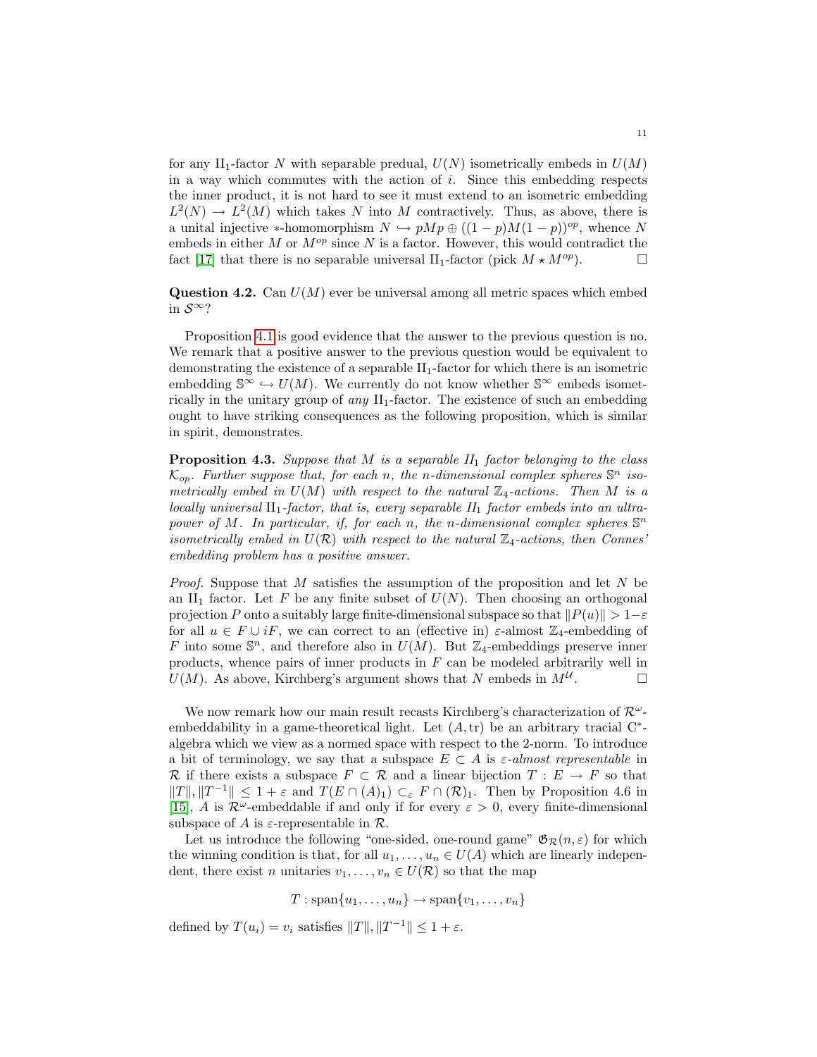for any $\mathrm{II}_1$-factor $N$ with separable predual, $U(N)$ isometrically embeds in $U(M)$ in a way which commutes with the action of $i$. Since this embedding respects the inner product, it is not hard to see it must extend to an isometric embedding $L^2(N) \to L^2(M)$ which takes $N$ into $M$ contractively. Thus, as above, there is a unital injective $*$-homomorphism $N \hookrightarrow pMp \oplus ((1-p)M(1-p))^{op}$, whence $N$ embeds in either $M$ or $M^{op}$ since $N$ is a factor. However, this would contradict the fact [17] that there is no separable universal $\mathrm{II}_1$-factor (pick $M \star M^{op}$). □

**Question 4.2.** Can $U(M)$ ever be universal among all metric spaces which embed in $\mathcal{S}^\infty$?

Proposition 4.1 is good evidence that the answer to the previous question is no. We remark that a positive answer to the previous question would be equivalent to demonstrating the existence of a separable $\mathrm{II}_1$-factor for which there is an isometric embedding $\mathbb{S}^\infty \hookrightarrow U(M)$. We currently do not know whether $\mathbb{S}^\infty$ embeds isometrically in the unitary group of *any* $\mathrm{II}_1$-factor. The existence of such an embedding ought to have striking consequences as the following proposition, which is similar in spirit, demonstrates.

**Proposition 4.3.** *Suppose that $M$ is a separable $II_1$ factor belonging to the class $\mathcal{K}_{op}$. Further suppose that, for each $n$, the $n$-dimensional complex spheres $\mathbb{S}^n$ isometrically embed in $U(M)$ with respect to the natural $\mathbb{Z}_4$-actions. Then $M$ is a locally universal $\mathrm{II}_1$-factor, that is, every separable $II_1$ factor embeds into an ultrapower of $M$. In particular, if, for each $n$, the $n$-dimensional complex spheres $\mathbb{S}^n$ isometrically embed in $U(\mathcal{R})$ with respect to the natural $\mathbb{Z}_4$-actions, then Connes' embedding problem has a positive answer.*

*Proof.* Suppose that $M$ satisfies the assumption of the proposition and let $N$ be an $\mathrm{II}_1$ factor. Let $F$ be any finite subset of $U(N)$. Then choosing an orthogonal projection $P$ onto a suitably large finite-dimensional subspace so that $\|P(u)\| > 1-\varepsilon$ for all $u \in F \cup iF$, we can correct to an (effective in) $\varepsilon$-almost $\mathbb{Z}_4$-embedding of $F$ into some $\mathbb{S}^n$, and therefore also in $U(M)$. But $\mathbb{Z}_4$-embeddings preserve inner products, whence pairs of inner products in $F$ can be modeled arbitrarily well in $U(M)$. As above, Kirchberg's argument shows that $N$ embeds in $M^{\mathcal{U}}$. □

We now remark how our main result recasts Kirchberg's characterization of $\mathcal{R}^\omega$-embeddability in a game-theoretical light. Let $(A, \mathrm{tr})$ be an arbitrary tracial C$^*$-algebra which we view as a normed space with respect to the 2-norm. To introduce a bit of terminology, we say that a subspace $E \subset A$ is *$\varepsilon$-almost representable* in $\mathcal{R}$ if there exists a subspace $F \subset \mathcal{R}$ and a linear bijection $T : E \to F$ so that $\|T\|, \|T^{-1}\| \leq 1+\varepsilon$ and $T(E \cap (A)_1) \subset_\varepsilon F \cap (\mathcal{R})_1$. Then by Proposition 4.6 in [15], $A$ is $\mathcal{R}^\omega$-embeddable if and only if for every $\varepsilon > 0$, every finite-dimensional subspace of $A$ is $\varepsilon$-representable in $\mathcal{R}$.

Let us introduce the following "one-sided, one-round game" $\mathfrak{G}_{\mathcal{R}}(n, \varepsilon)$ for which the winning condition is that, for all $u_1, \dots, u_n \in U(A)$ which are linearly independent, there exist $n$ unitaries $v_1, \dots, v_n \in U(\mathcal{R})$ so that the map

$$T : \mathrm{span}\{u_1, \dots, u_n\} \to \mathrm{span}\{v_1, \dots, v_n\}$$

defined by $T(u_i) = v_i$ satisfies $\|T\|, \|T^{-1}\| \leq 1+\varepsilon$.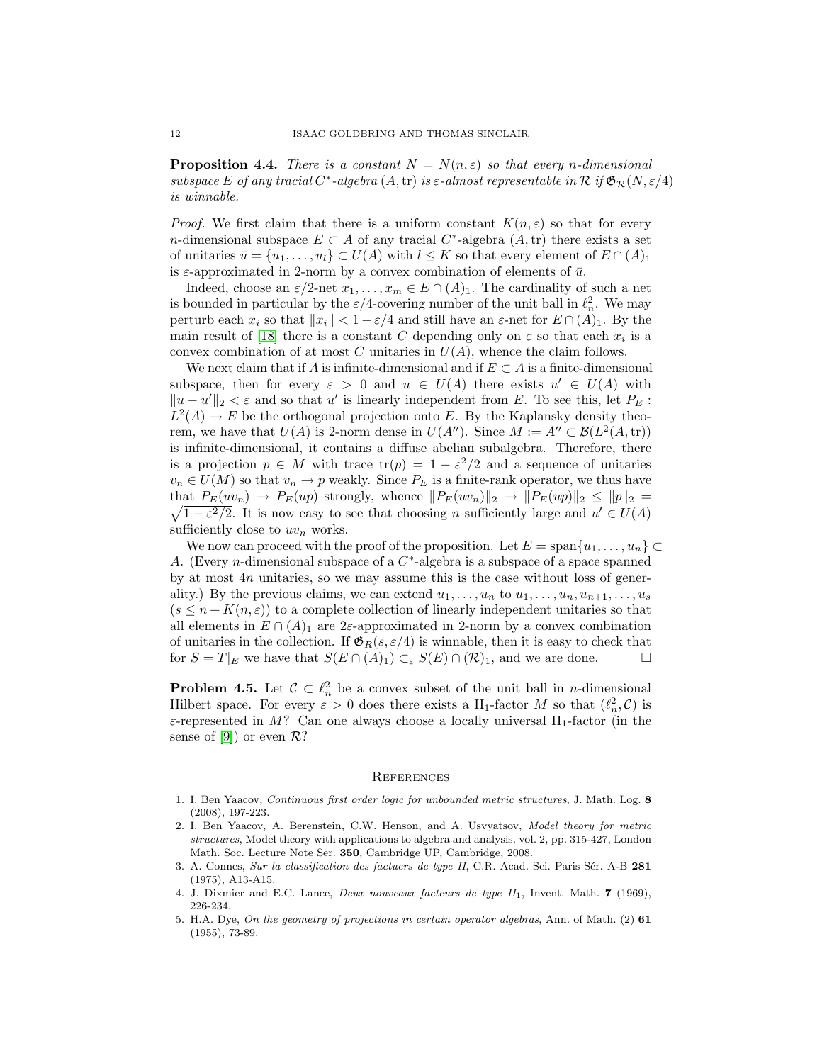**Proposition 4.4.** *There is a constant $N = N(n, \varepsilon)$ so that every $n$-dimensional subspace $E$ of any tracial $C^*$-algebra $(A, \mathrm{tr})$ is $\varepsilon$-almost representable in $\mathcal{R}$ if $\mathfrak{G}_{\mathcal{R}}(N, \varepsilon/4)$ is winnable.*

*Proof.* We first claim that there is a uniform constant $K(n, \varepsilon)$ so that for every $n$-dimensional subspace $E \subset A$ of any tracial $C^*$-algebra $(A, \mathrm{tr})$ there exists a set of unitaries $\bar{u} = \{u_1, \ldots, u_l\} \subset U(A)$ with $l \leq K$ so that every element of $E \cap (A)_1$ is $\varepsilon$-approximated in 2-norm by a convex combination of elements of $\bar{u}$.

Indeed, choose an $\varepsilon/2$-net $x_1, \ldots, x_m \in E \cap (A)_1$. The cardinality of such a net is bounded in particular by the $\varepsilon/4$-covering number of the unit ball in $\ell^2_n$. We may perturb each $x_i$ so that $\|x_i\| < 1 - \varepsilon/4$ and still have an $\varepsilon$-net for $E \cap (A)_1$. By the main result of [18] there is a constant $C$ depending only on $\varepsilon$ so that each $x_i$ is a convex combination of at most $C$ unitaries in $U(A)$, whence the claim follows.

We next claim that if $A$ is infinite-dimensional and if $E \subset A$ is a finite-dimensional subspace, then for every $\varepsilon > 0$ and $u \in U(A)$ there exists $u' \in U(A)$ with $\|u - u'\|_2 < \varepsilon$ and so that $u'$ is linearly independent from $E$. To see this, let $P_E : L^2(A) \to E$ be the orthogonal projection onto $E$. By the Kaplansky density theorem, we have that $U(A)$ is 2-norm dense in $U(A'')$. Since $M := A'' \subset \mathcal{B}(L^2(A, \mathrm{tr}))$ is infinite-dimensional, it contains a diffuse abelian subalgebra. Therefore, there is a projection $p \in M$ with trace $\mathrm{tr}(p) = 1 - \varepsilon^2/2$ and a sequence of unitaries $v_n \in U(M)$ so that $v_n \to p$ weakly. Since $P_E$ is a finite-rank operator, we thus have that $P_E(uv_n) \to P_E(up)$ strongly, whence $\|P_E(uv_n)\|_2 \to \|P_E(up)\|_2 \leq \|p\|_2 = \sqrt{1 - \varepsilon^2/2}$. It is now easy to see that choosing $n$ sufficiently large and $u' \in U(A)$ sufficiently close to $uv_n$ works.

We now can proceed with the proof of the proposition. Let $E = \mathrm{span}\{u_1, \ldots, u_n\} \subset A$. (Every $n$-dimensional subspace of a $C^*$-algebra is a subspace of a space spanned by at most $4n$ unitaries, so we may assume this is the case without loss of generality.) By the previous claims, we can extend $u_1, \ldots, u_n$ to $u_1, \ldots, u_n, u_{n+1}, \ldots, u_s$ ($s \leq n + K(n, \varepsilon)$) to a complete collection of linearly independent unitaries so that all elements in $E \cap (A)_1$ are $2\varepsilon$-approximated in 2-norm by a convex combination of unitaries in the collection. If $\mathfrak{G}_R(s, \varepsilon/4)$ is winnable, then it is easy to check that for $S = T|_E$ we have that $S(E \cap (A)_1) \subset_\varepsilon S(E) \cap (\mathcal{R})_1$, and we are done. $\square$

**Problem 4.5.** Let $\mathcal{C} \subset \ell^2_n$ be a convex subset of the unit ball in $n$-dimensional Hilbert space. For every $\varepsilon > 0$ does there exists a $\mathrm{II}_1$-factor $M$ so that $(\ell^2_n, \mathcal{C})$ is $\varepsilon$-represented in $M$? Can one always choose a locally universal $\mathrm{II}_1$-factor (in the sense of [9]) or even $\mathcal{R}$?

## References

1. I. Ben Yaacov, *Continuous first order logic for unbounded metric structures*, J. Math. Log. **8** (2008), 197-223.
2. I. Ben Yaacov, A. Berenstein, C.W. Henson, and A. Usvyatsov, *Model theory for metric structures*, Model theory with applications to algebra and analysis. vol. 2, pp. 315-427, London Math. Soc. Lecture Note Ser. **350**, Cambridge UP, Cambridge, 2008.
3. A. Connes, *Sur la classification des factuers de type II*, C.R. Acad. Sci. Paris Sér. A-B **281** (1975), A13-A15.
4. J. Dixmier and E.C. Lance, *Deux nouveaux facteurs de type $II_1$*, Invent. Math. **7** (1969), 226-234.
5. H.A. Dye, *On the geometry of projections in certain operator algebras*, Ann. of Math. (2) **61** (1955), 73-89.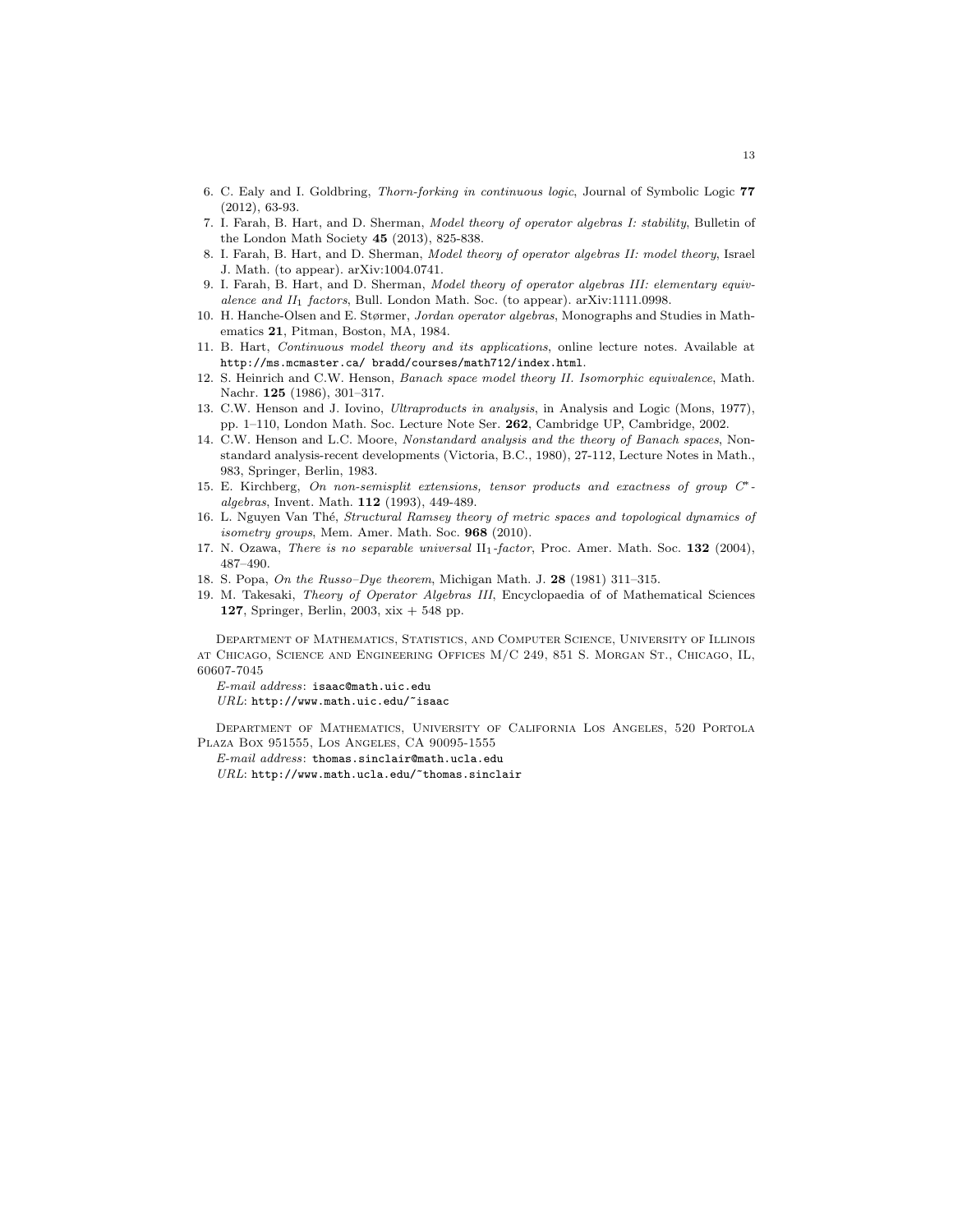6. C. Ealy and I. Goldbring, *Thorn-forking in continuous logic*, Journal of Symbolic Logic **77** (2012), 63-93.
7. I. Farah, B. Hart, and D. Sherman, *Model theory of operator algebras I: stability*, Bulletin of the London Math Society **45** (2013), 825-838.
8. I. Farah, B. Hart, and D. Sherman, *Model theory of operator algebras II: model theory*, Israel J. Math. (to appear). arXiv:1004.0741.
9. I. Farah, B. Hart, and D. Sherman, *Model theory of operator algebras III: elementary equivalence and $II_1$ factors*, Bull. London Math. Soc. (to appear). arXiv:1111.0998.
10. H. Hanche-Olsen and E. Størmer, *Jordan operator algebras*, Monographs and Studies in Mathematics **21**, Pitman, Boston, MA, 1984.
11. B. Hart, *Continuous model theory and its applications*, online lecture notes. Available at http://ms.mcmaster.ca/ bradd/courses/math712/index.html.
12. S. Heinrich and C.W. Henson, *Banach space model theory II. Isomorphic equivalence*, Math. Nachr. **125** (1986), 301–317.
13. C.W. Henson and J. Iovino, *Ultraproducts in analysis*, in Analysis and Logic (Mons, 1977), pp. 1–110, London Math. Soc. Lecture Note Ser. **262**, Cambridge UP, Cambridge, 2002.
14. C.W. Henson and L.C. Moore, *Nonstandard analysis and the theory of Banach spaces*, Nonstandard analysis-recent developments (Victoria, B.C., 1980), 27-112, Lecture Notes in Math., 983, Springer, Berlin, 1983.
15. E. Kirchberg, *On non-semisplit extensions, tensor products and exactness of group $C^*$-algebras*, Invent. Math. **112** (1993), 449-489.
16. L. Nguyen Van Thé, *Structural Ramsey theory of metric spaces and topological dynamics of isometry groups*, Mem. Amer. Math. Soc. **968** (2010).
17. N. Ozawa, *There is no separable universal* $\mathrm{II}_1$*-factor*, Proc. Amer. Math. Soc. **132** (2004), 487–490.
18. S. Popa, *On the Russo–Dye theorem*, Michigan Math. J. **28** (1981) 311–315.
19. M. Takesaki, *Theory of Operator Algebras III*, Encyclopaedia of of Mathematical Sciences **127**, Springer, Berlin, 2003, xix + 548 pp.

Department of Mathematics, Statistics, and Computer Science, University of Illinois at Chicago, Science and Engineering Offices M/C 249, 851 S. Morgan St., Chicago, IL, 60607-7045

*E-mail address*: isaac@math.uic.edu
*URL*: http://www.math.uic.edu/~isaac

Department of Mathematics, University of California Los Angeles, 520 Portola Plaza Box 951555, Los Angeles, CA 90095-1555

*E-mail address*: thomas.sinclair@math.ucla.edu
*URL*: http://www.math.ucla.edu/~thomas.sinclair